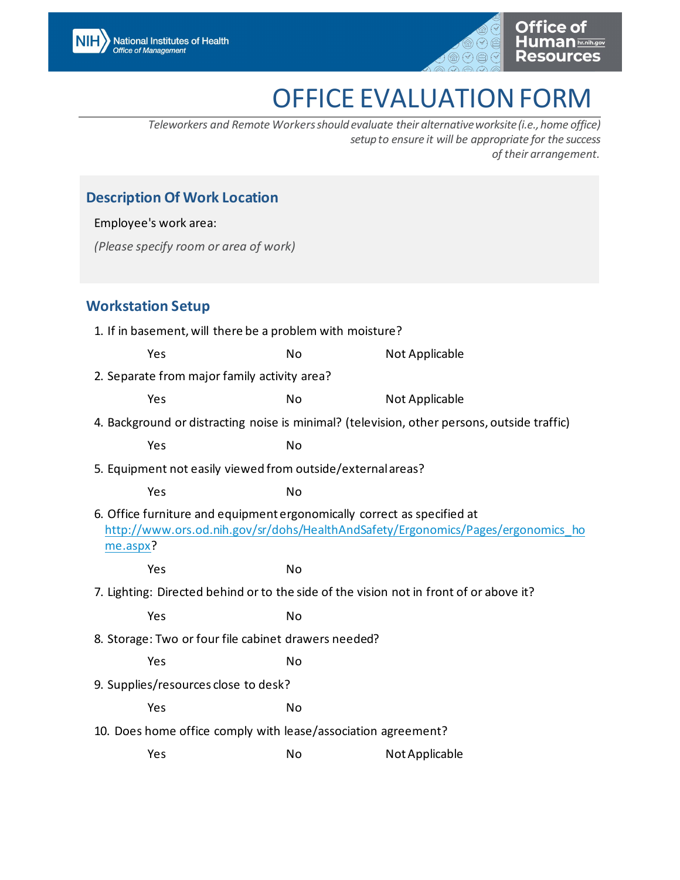National Institutes of Health
Office of Management

Office of Human Resources hr.nih.gov

# OFFICE EVALUATION FORM

*Teleworkers and Remote Workers should evaluate their alternative worksite (i.e., home office) setup to ensure it will be appropriate for the success of their arrangement.*

## Description Of Work Location

Employee's work area:

*(Please specify room or area of work)*

## Workstation Setup

1. If in basement, will there be a problem with moisture?

   Yes No Not Applicable

2. Separate from major family activity area?

   Yes No Not Applicable

4. Background or distracting noise is minimal? (television, other persons, outside traffic)

   Yes No

5. Equipment not easily viewed from outside/external areas?

   Yes No

6. Office furniture and equipment ergonomically correct as specified at http://www.ors.od.nih.gov/sr/dohs/HealthAndSafety/Ergonomics/Pages/ergonomics_home.aspx?

   Yes No

7. Lighting: Directed behind or to the side of the vision not in front of or above it?

   Yes No

8. Storage: Two or four file cabinet drawers needed?

   Yes No

9. Supplies/resources close to desk?

   Yes No

10. Does home office comply with lease/association agreement?

    Yes No Not Applicable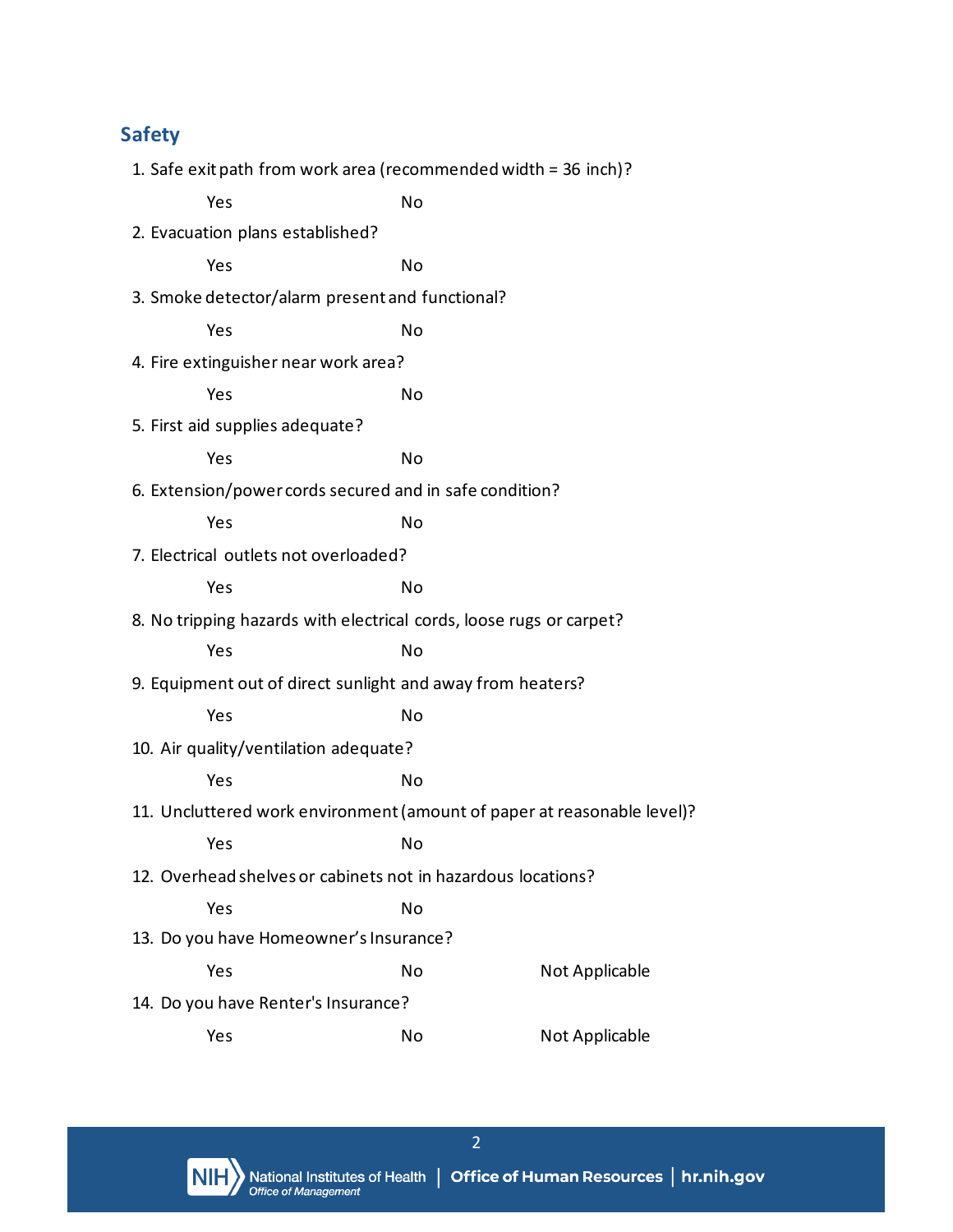## Safety

1. Safe exit path from work area (recommended width = 36 inch)?

   Yes No

2. Evacuation plans established?

   Yes No

3. Smoke detector/alarm present and functional?

   Yes No

4. Fire extinguisher near work area?

   Yes No

5. First aid supplies adequate?

   Yes No

6. Extension/power cords secured and in safe condition?

   Yes No

7. Electrical outlets not overloaded?

   Yes No

8. No tripping hazards with electrical cords, loose rugs or carpet?

   Yes No

9. Equipment out of direct sunlight and away from heaters?

   Yes No

10. Air quality/ventilation adequate?

    Yes No

11. Uncluttered work environment (amount of paper at reasonable level)?

    Yes No

12. Overhead shelves or cabinets not in hazardous locations?

    Yes No

13. Do you have Homeowner's Insurance?

    Yes No Not Applicable

14. Do you have Renter's Insurance?

    Yes No Not Applicable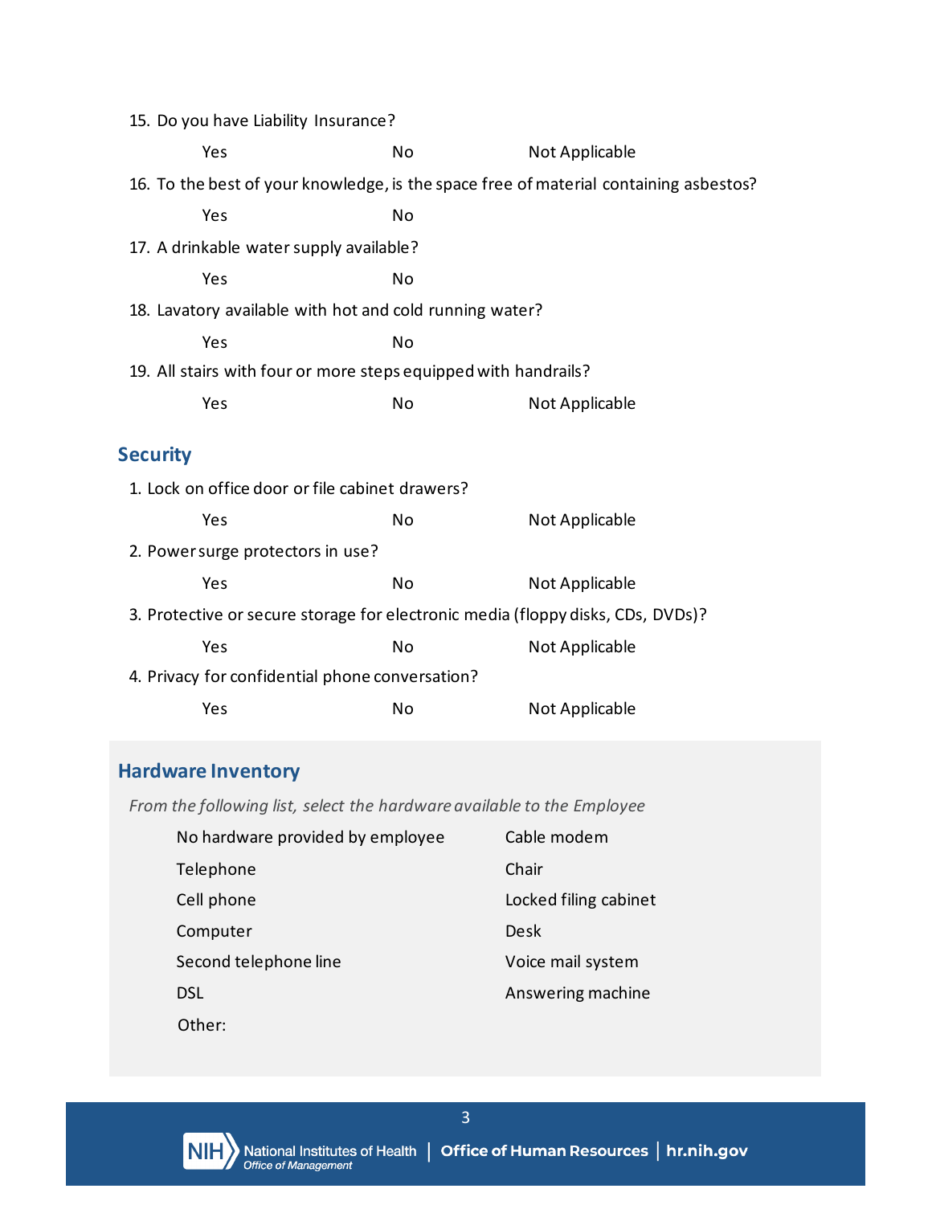15. Do you have Liability Insurance?

 Yes No Not Applicable

16. To the best of your knowledge, is the space free of material containing asbestos?

 Yes No

17. A drinkable water supply available?

 Yes No

18. Lavatory available with hot and cold running water?

 Yes No

19. All stairs with four or more steps equipped with handrails?

 Yes No Not Applicable

## Security

1. Lock on office door or file cabinet drawers?

 Yes No Not Applicable

2. Power surge protectors in use?

 Yes No Not Applicable

3. Protective or secure storage for electronic media (floppy disks, CDs, DVDs)?

 Yes No Not Applicable

4. Privacy for confidential phone conversation?

 Yes No Not Applicable

## Hardware Inventory

*From the following list, select the hardware available to the Employee*

No hardware provided by employee

Telephone

Cell phone

Computer

Second telephone line

DSL

Cable modem

Chair

Locked filing cabinet

Desk

Voice mail system

Answering machine

Other: